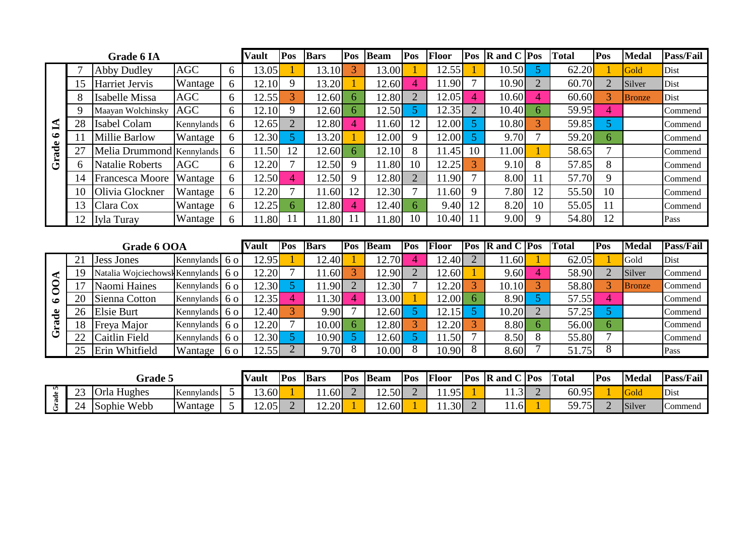## Grade 6 IA

| | # | Name | Club | Grade | Vault | Pos | Bars | Pos | Beam | Pos | Floor | Pos | R and C | Pos | Total | Pos | Medal | Pass/Fail |
|---|---|---|---|---|---|---|---|---|---|---|---|---|---|---|---|---|---|---|
| Grade 6 IA | 7 | Abby Dudley | AGC | 6 | 13.05 | 1 | 13.10 | 3 | 13.00 | 1 | 12.55 | 1 | 10.50 | 5 | 62.20 | 1 | Gold | Dist |
| | 15 | Harriet Jervis | Wantage | 6 | 12.10 | 9 | 13.20 | 1 | 12.60 | 4 | 11.90 | 7 | 10.90 | 2 | 60.70 | 2 | Silver | Dist |
| | 8 | Isabelle Missa | AGC | 6 | 12.55 | 3 | 12.60 | 6 | 12.80 | 2 | 12.05 | 4 | 10.60 | 4 | 60.60 | 3 | Bronze | Dist |
| | 9 | Maayan Wolchinsky | AGC | 6 | 12.10 | 9 | 12.60 | 6 | 12.50 | 5 | 12.35 | 2 | 10.40 | 6 | 59.95 | 4 | | Commend |
| | 28 | Isabel Colam | Kennylands | 6 | 12.65 | 2 | 12.80 | 4 | 11.60 | 12 | 12.00 | 5 | 10.80 | 3 | 59.85 | 5 | | Commend |
| | 11 | Millie Barlow | Wantage | 6 | 12.30 | 5 | 13.20 | 1 | 12.00 | 9 | 12.00 | 5 | 9.70 | 7 | 59.20 | 6 | | Commend |
| | 27 | Melia Drummond | Kennylands | 6 | 11.50 | 12 | 12.60 | 6 | 12.10 | 8 | 11.45 | 10 | 11.00 | 1 | 58.65 | 7 | | Commend |
| | 6 | Natalie Roberts | AGC | 6 | 12.20 | 7 | 12.50 | 9 | 11.80 | 10 | 12.25 | 3 | 9.10 | 8 | 57.85 | 8 | | Commend |
| | 14 | Francesca Moore | Wantage | 6 | 12.50 | 4 | 12.50 | 9 | 12.80 | 2 | 11.90 | 7 | 8.00 | 11 | 57.70 | 9 | | Commend |
| | 10 | Olivia Glockner | Wantage | 6 | 12.20 | 7 | 11.60 | 12 | 12.30 | 7 | 11.60 | 9 | 7.80 | 12 | 55.50 | 10 | | Commend |
| | 13 | Clara Cox | Wantage | 6 | 12.25 | 6 | 12.80 | 4 | 12.40 | 6 | 9.40 | 12 | 8.20 | 10 | 55.05 | 11 | | Commend |
| | 12 | Iyla Turay | Wantage | 6 | 11.80 | 11 | 11.80 | 11 | 11.80 | 10 | 10.40 | 11 | 9.00 | 9 | 54.80 | 12 | | Pass |

## Grade 6 OOA

| | # | Name | Club | Grade | Vault | Pos | Bars | Pos | Beam | Pos | Floor | Pos | R and C | Pos | Total | Pos | Medal | Pass/Fail |
|---|---|---|---|---|---|---|---|---|---|---|---|---|---|---|---|---|---|---|
| Grade 6 OOA | 21 | Jess Jones | Kennylands | 6 o | 12.95 | 1 | 12.40 | 1 | 12.70 | 4 | 12.40 | 2 | 11.60 | 1 | 62.05 | 1 | Gold | Dist |
| | 19 | Natalia Wojciechowsk | Kennylands | 6 o | 12.20 | 7 | 11.60 | 3 | 12.90 | 2 | 12.60 | 1 | 9.60 | 4 | 58.90 | 2 | Silver | Commend |
| | 17 | Naomi Haines | Kennylands | 6 o | 12.30 | 5 | 11.90 | 2 | 12.30 | 7 | 12.20 | 3 | 10.10 | 3 | 58.80 | 3 | Bronze | Commend |
| | 20 | Sienna Cotton | Kennylands | 6 o | 12.35 | 4 | 11.30 | 4 | 13.00 | 1 | 12.00 | 6 | 8.90 | 5 | 57.55 | 4 | | Commend |
| | 26 | Elsie Burt | Kennylands | 6 o | 12.40 | 3 | 9.90 | 7 | 12.60 | 5 | 12.15 | 5 | 10.20 | 2 | 57.25 | 5 | | Commend |
| | 18 | Freya Major | Kennylands | 6 o | 12.20 | 7 | 10.00 | 6 | 12.80 | 3 | 12.20 | 3 | 8.80 | 6 | 56.00 | 6 | | Commend |
| | 22 | Caitlin Field | Kennylands | 6 o | 12.30 | 5 | 10.90 | 5 | 12.60 | 5 | 11.50 | 7 | 8.50 | 8 | 55.80 | 7 | | Commend |
| | 25 | Erin Whitfield | Wantage | 6 o | 12.55 | 2 | 9.70 | 8 | 10.00 | 8 | 10.90 | 8 | 8.60 | 7 | 51.75 | 8 | | Pass |

## Grade 5

| | # | Name | Club | Grade | Vault | Pos | Bars | Pos | Beam | Pos | Floor | Pos | R and C | Pos | Total | Pos | Medal | Pass/Fail |
|---|---|---|---|---|---|---|---|---|---|---|---|---|---|---|---|---|---|---|
| Grade 5 | 23 | Orla Hughes | Kennylands | 5 | 13.60 | 1 | 11.60 | 2 | 12.50 | 2 | 11.95 | 1 | 11.3 | 2 | 60.95 | 1 | Gold | Dist |
| | 24 | Sophie Webb | Wantage | 5 | 12.05 | 2 | 12.20 | 1 | 12.60 | 1 | 11.30 | 2 | 11.6 | 1 | 59.75 | 2 | Silver | Commend |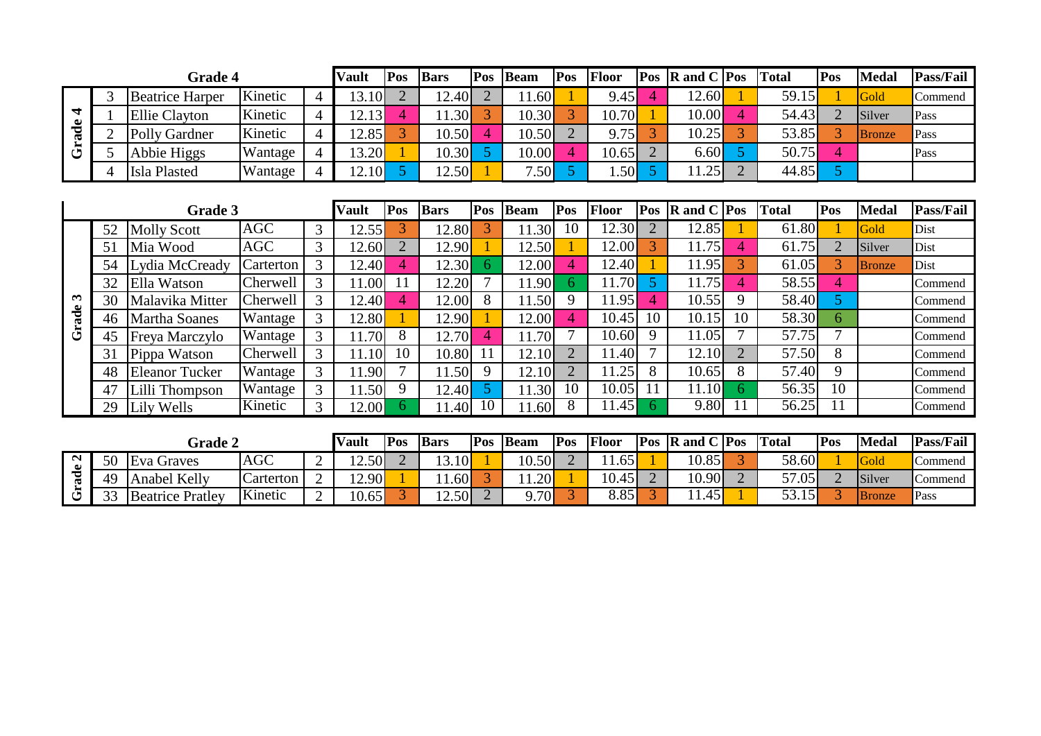| Grade 4 | | | | | Vault | Pos | Bars | Pos | Beam | Pos | Floor | Pos | R and C | Pos | Total | Pos | Medal | Pass/Fail |
|---|---|---|---|---|---|---|---|---|---|---|---|---|---|---|---|---|---|---|
| Grade 4 | 3 | Beatrice Harper | Kinetic | 4 | 13.10 | 2 | 12.40 | 2 | 11.60 | 1 | 9.45 | 4 | 12.60 | 1 | 59.15 | 1 | Gold | Commend |
| | 1 | Ellie Clayton | Kinetic | 4 | 12.13 | 4 | 11.30 | 3 | 10.30 | 3 | 10.70 | 1 | 10.00 | 4 | 54.43 | 2 | Silver | Pass |
| | 2 | Polly Gardner | Kinetic | 4 | 12.85 | 3 | 10.50 | 4 | 10.50 | 2 | 9.75 | 3 | 10.25 | 3 | 53.85 | 3 | Bronze | Pass |
| | 5 | Abbie Higgs | Wantage | 4 | 13.20 | 1 | 10.30 | 5 | 10.00 | 4 | 10.65 | 2 | 6.60 | 5 | 50.75 | 4 | | Pass |
| | 4 | Isla Plasted | Wantage | 4 | 12.10 | 5 | 12.50 | 1 | 7.50 | 5 | 1.50 | 5 | 11.25 | 2 | 44.85 | 5 | | |

| Grade 3 | | | | | Vault | Pos | Bars | Pos | Beam | Pos | Floor | Pos | R and C | Pos | Total | Pos | Medal | Pass/Fail |
|---|---|---|---|---|---|---|---|---|---|---|---|---|---|---|---|---|---|---|
| Grade 3 | 52 | Molly Scott | AGC | 3 | 12.55 | 3 | 12.80 | 3 | 11.30 | 10 | 12.30 | 2 | 12.85 | 1 | 61.80 | 1 | Gold | Dist |
| | 51 | Mia Wood | AGC | 3 | 12.60 | 2 | 12.90 | 1 | 12.50 | 1 | 12.00 | 3 | 11.75 | 4 | 61.75 | 2 | Silver | Dist |
| | 54 | Lydia McCready | Carterton | 3 | 12.40 | 4 | 12.30 | 6 | 12.00 | 4 | 12.40 | 1 | 11.95 | 3 | 61.05 | 3 | Bronze | Dist |
| | 32 | Ella Watson | Cherwell | 3 | 11.00 | 11 | 12.20 | 7 | 11.90 | 6 | 11.70 | 5 | 11.75 | 4 | 58.55 | 4 | | Commend |
| | 30 | Malavika Mitter | Cherwell | 3 | 12.40 | 4 | 12.00 | 8 | 11.50 | 9 | 11.95 | 4 | 10.55 | 9 | 58.40 | 5 | | Commend |
| | 46 | Martha Soanes | Wantage | 3 | 12.80 | 1 | 12.90 | 1 | 12.00 | 4 | 10.45 | 10 | 10.15 | 10 | 58.30 | 6 | | Commend |
| | 45 | Freya Marczylo | Wantage | 3 | 11.70 | 8 | 12.70 | 4 | 11.70 | 7 | 10.60 | 9 | 11.05 | 7 | 57.75 | 7 | | Commend |
| | 31 | Pippa Watson | Cherwell | 3 | 11.10 | 10 | 10.80 | 11 | 12.10 | 2 | 11.40 | 7 | 12.10 | 2 | 57.50 | 8 | | Commend |
| | 48 | Eleanor Tucker | Wantage | 3 | 11.90 | 7 | 11.50 | 9 | 12.10 | 2 | 11.25 | 8 | 10.65 | 8 | 57.40 | 9 | | Commend |
| | 47 | Lilli Thompson | Wantage | 3 | 11.50 | 9 | 12.40 | 5 | 11.30 | 10 | 10.05 | 11 | 11.10 | 6 | 56.35 | 10 | | Commend |
| | 29 | Lily Wells | Kinetic | 3 | 12.00 | 6 | 11.40 | 10 | 11.60 | 8 | 11.45 | 6 | 9.80 | 11 | 56.25 | 11 | | Commend |

| Grade 2 | | | | | Vault | Pos | Bars | Pos | Beam | Pos | Floor | Pos | R and C | Pos | Total | Pos | Medal | Pass/Fail |
|---|---|---|---|---|---|---|---|---|---|---|---|---|---|---|---|---|---|---|
| Grade 2 | 50 | Eva Graves | AGC | 2 | 12.50 | 2 | 13.10 | 1 | 10.50 | 2 | 11.65 | 1 | 10.85 | 3 | 58.60 | 1 | Gold | Commend |
| | 49 | Anabel Kelly | Carterton | 2 | 12.90 | 1 | 11.60 | 3 | 11.20 | 1 | 10.45 | 2 | 10.90 | 2 | 57.05 | 2 | Silver | Commend |
| | 33 | Beatrice Pratley | Kinetic | 2 | 10.65 | 3 | 12.50 | 2 | 9.70 | 3 | 8.85 | 3 | 11.45 | 1 | 53.15 | 3 | Bronze | Pass |